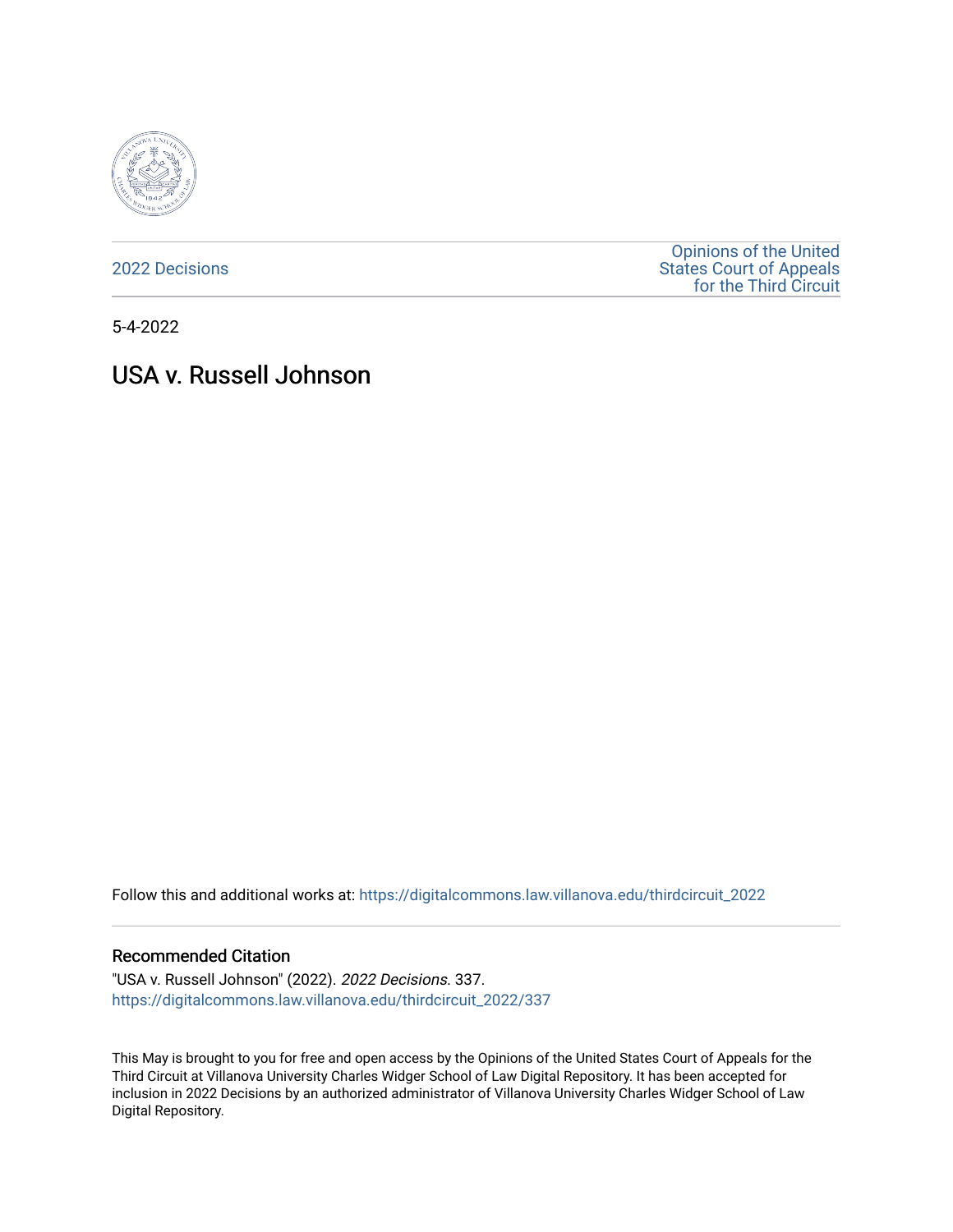2022 Decisions

Opinions of the United States Court of Appeals for the Third Circuit

5-4-2022

# USA v. Russell Johnson

Follow this and additional works at: https://digitalcommons.law.villanova.edu/thirdcircuit_2022

## Recommended Citation

"USA v. Russell Johnson" (2022). *2022 Decisions*. 337.
https://digitalcommons.law.villanova.edu/thirdcircuit_2022/337

This May is brought to you for free and open access by the Opinions of the United States Court of Appeals for the Third Circuit at Villanova University Charles Widger School of Law Digital Repository. It has been accepted for inclusion in 2022 Decisions by an authorized administrator of Villanova University Charles Widger School of Law Digital Repository.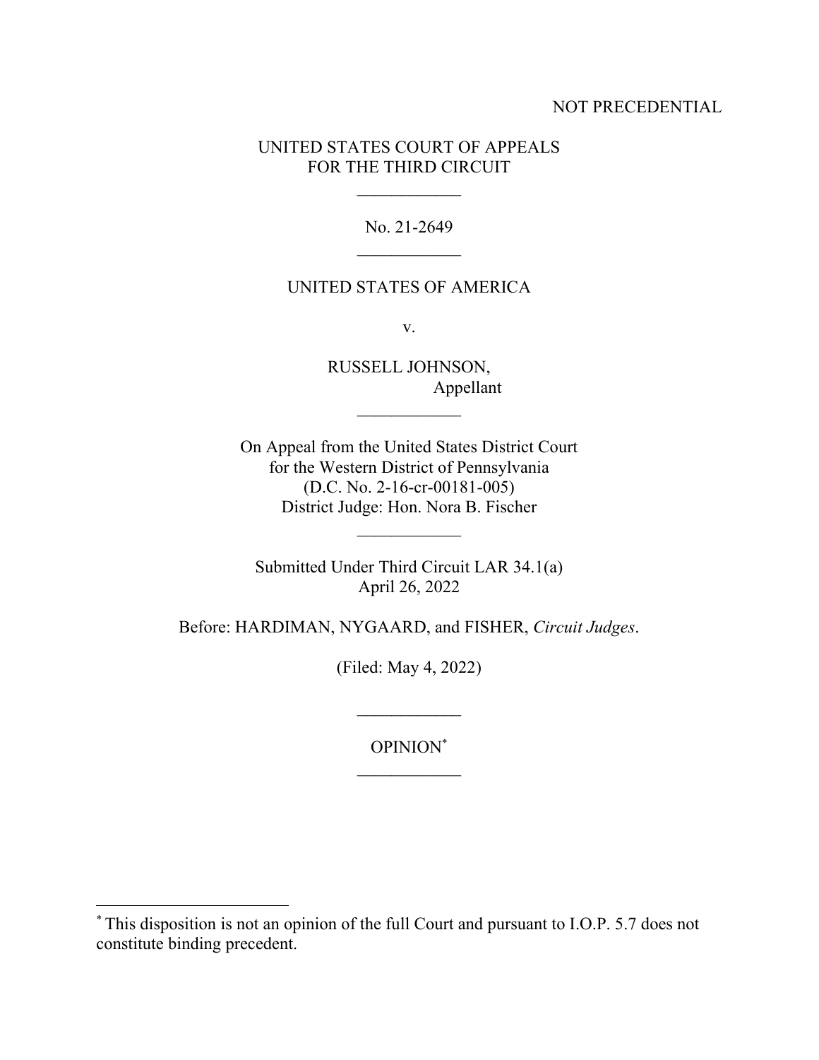NOT PRECEDENTIAL

UNITED STATES COURT OF APPEALS
FOR THE THIRD CIRCUIT

\_\_\_\_\_\_\_\_\_\_\_\_

No. 21-2649

\_\_\_\_\_\_\_\_\_\_\_\_

UNITED STATES OF AMERICA

v.

RUSSELL JOHNSON,
Appellant

\_\_\_\_\_\_\_\_\_\_\_\_

On Appeal from the United States District Court
for the Western District of Pennsylvania
(D.C. No. 2-16-cr-00181-005)
District Judge: Hon. Nora B. Fischer

\_\_\_\_\_\_\_\_\_\_\_\_

Submitted Under Third Circuit LAR 34.1(a)
April 26, 2022

Before: HARDIMAN, NYGAARD, and FISHER, *Circuit Judges*.

(Filed: May 4, 2022)

\_\_\_\_\_\_\_\_\_\_\_\_

OPINION*

\_\_\_\_\_\_\_\_\_\_\_\_

---

* This disposition is not an opinion of the full Court and pursuant to I.O.P. 5.7 does not constitute binding precedent.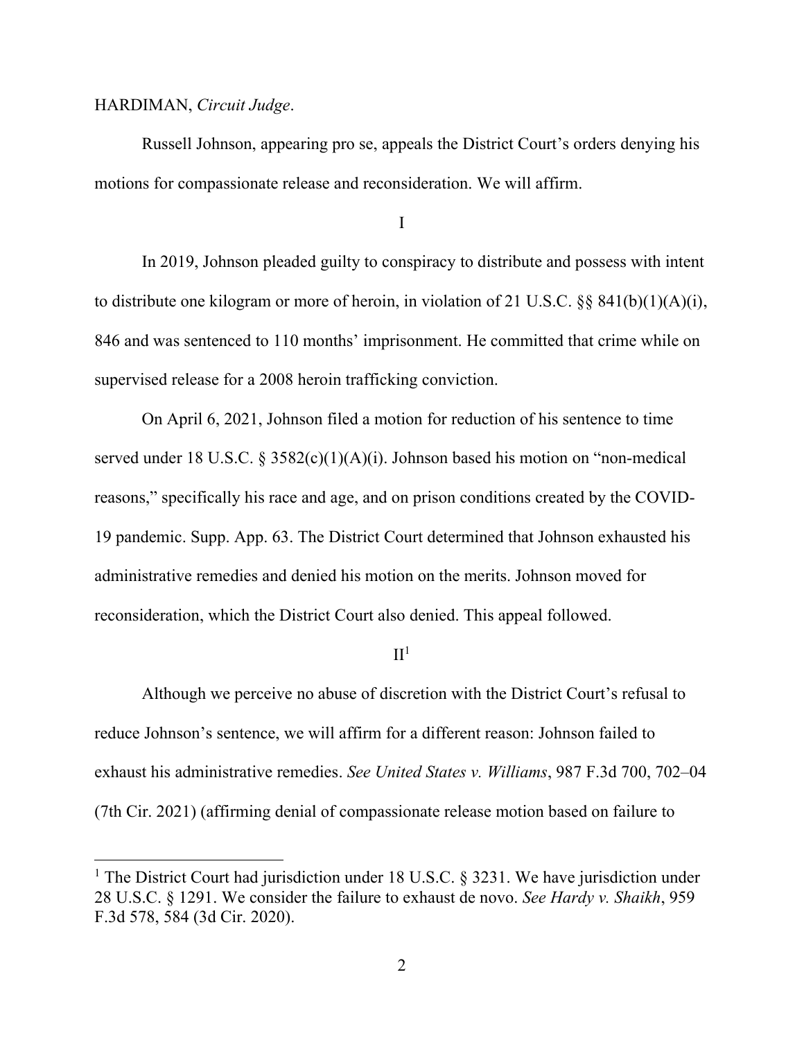HARDIMAN, *Circuit Judge*.

Russell Johnson, appearing pro se, appeals the District Court's orders denying his motions for compassionate release and reconsideration. We will affirm.

I

In 2019, Johnson pleaded guilty to conspiracy to distribute and possess with intent to distribute one kilogram or more of heroin, in violation of 21 U.S.C. §§ 841(b)(1)(A)(i), 846 and was sentenced to 110 months' imprisonment. He committed that crime while on supervised release for a 2008 heroin trafficking conviction.

On April 6, 2021, Johnson filed a motion for reduction of his sentence to time served under 18 U.S.C. § 3582(c)(1)(A)(i). Johnson based his motion on "non-medical reasons," specifically his race and age, and on prison conditions created by the COVID-19 pandemic. Supp. App. 63. The District Court determined that Johnson exhausted his administrative remedies and denied his motion on the merits. Johnson moved for reconsideration, which the District Court also denied. This appeal followed.

II[1]

Although we perceive no abuse of discretion with the District Court's refusal to reduce Johnson's sentence, we will affirm for a different reason: Johnson failed to exhaust his administrative remedies. *See United States v. Williams*, 987 F.3d 700, 702–04 (7th Cir. 2021) (affirming denial of compassionate release motion based on failure to

[1] The District Court had jurisdiction under 18 U.S.C. § 3231. We have jurisdiction under 28 U.S.C. § 1291. We consider the failure to exhaust de novo. *See Hardy v. Shaikh*, 959 F.3d 578, 584 (3d Cir. 2020).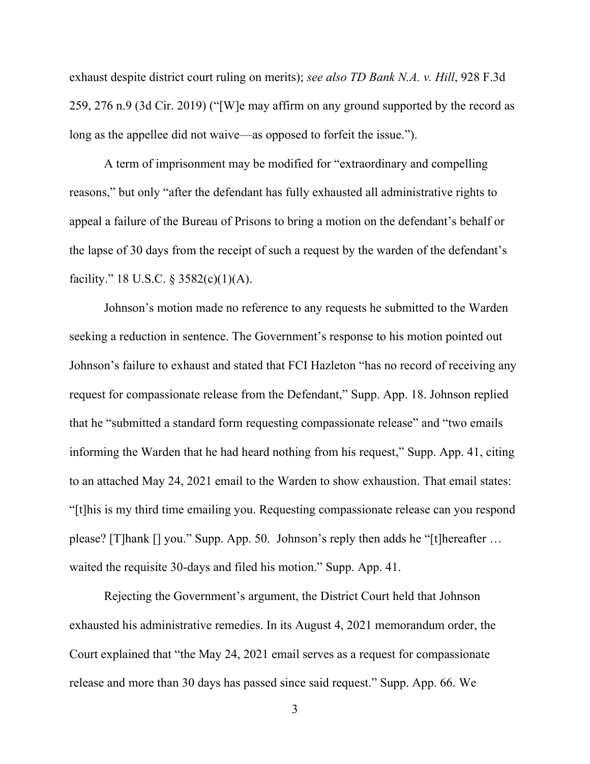exhaust despite district court ruling on merits); *see also TD Bank N.A. v. Hill*, 928 F.3d 259, 276 n.9 (3d Cir. 2019) ("[W]e may affirm on any ground supported by the record as long as the appellee did not waive—as opposed to forfeit the issue.").

A term of imprisonment may be modified for "extraordinary and compelling reasons," but only "after the defendant has fully exhausted all administrative rights to appeal a failure of the Bureau of Prisons to bring a motion on the defendant's behalf or the lapse of 30 days from the receipt of such a request by the warden of the defendant's facility." 18 U.S.C. § 3582(c)(1)(A).

Johnson's motion made no reference to any requests he submitted to the Warden seeking a reduction in sentence. The Government's response to his motion pointed out Johnson's failure to exhaust and stated that FCI Hazleton "has no record of receiving any request for compassionate release from the Defendant," Supp. App. 18. Johnson replied that he "submitted a standard form requesting compassionate release" and "two emails informing the Warden that he had heard nothing from his request," Supp. App. 41, citing to an attached May 24, 2021 email to the Warden to show exhaustion. That email states: "[t]his is my third time emailing you. Requesting compassionate release can you respond please? [T]hank [] you." Supp. App. 50. Johnson's reply then adds he "[t]hereafter … waited the requisite 30-days and filed his motion." Supp. App. 41.

Rejecting the Government's argument, the District Court held that Johnson exhausted his administrative remedies. In its August 4, 2021 memorandum order, the Court explained that "the May 24, 2021 email serves as a request for compassionate release and more than 30 days has passed since said request." Supp. App. 66. We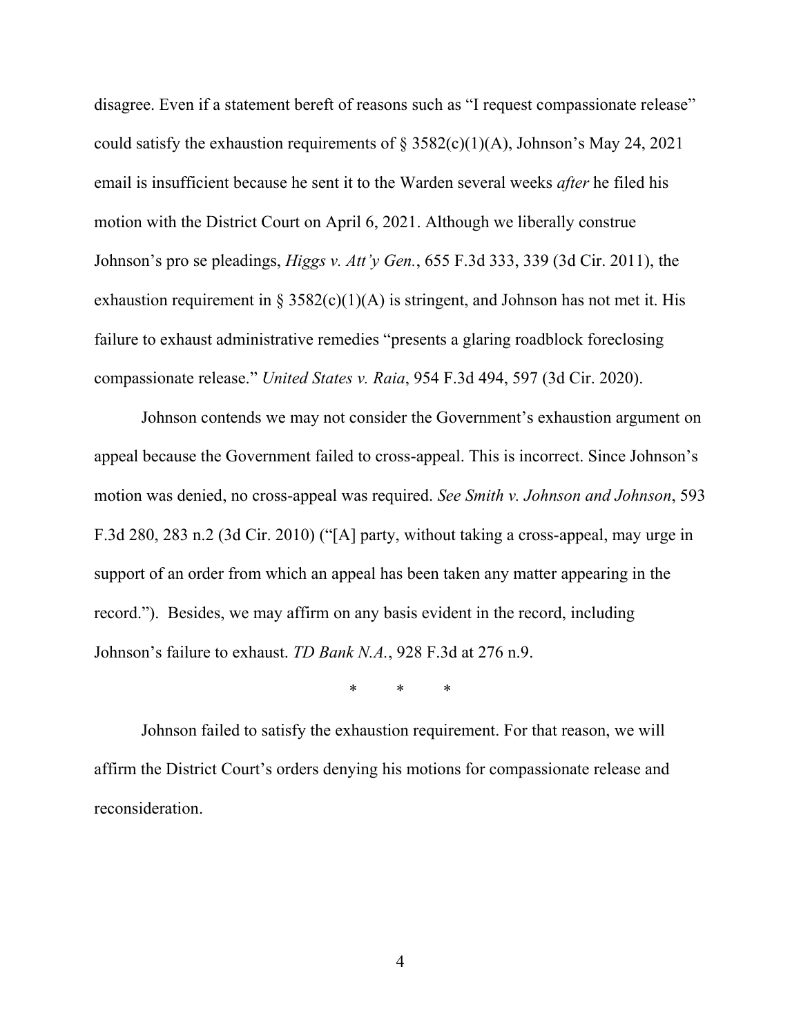disagree. Even if a statement bereft of reasons such as "I request compassionate release" could satisfy the exhaustion requirements of § 3582(c)(1)(A), Johnson's May 24, 2021 email is insufficient because he sent it to the Warden several weeks *after* he filed his motion with the District Court on April 6, 2021. Although we liberally construe Johnson's pro se pleadings, *Higgs v. Att'y Gen.*, 655 F.3d 333, 339 (3d Cir. 2011), the exhaustion requirement in § 3582(c)(1)(A) is stringent, and Johnson has not met it. His failure to exhaust administrative remedies "presents a glaring roadblock foreclosing compassionate release." *United States v. Raia*, 954 F.3d 494, 597 (3d Cir. 2020).

Johnson contends we may not consider the Government's exhaustion argument on appeal because the Government failed to cross-appeal. This is incorrect. Since Johnson's motion was denied, no cross-appeal was required. *See Smith v. Johnson and Johnson*, 593 F.3d 280, 283 n.2 (3d Cir. 2010) ("[A] party, without taking a cross-appeal, may urge in support of an order from which an appeal has been taken any matter appearing in the record."). Besides, we may affirm on any basis evident in the record, including Johnson's failure to exhaust. *TD Bank N.A.*, 928 F.3d at 276 n.9.

\* \* \*

Johnson failed to satisfy the exhaustion requirement. For that reason, we will affirm the District Court's orders denying his motions for compassionate release and reconsideration.